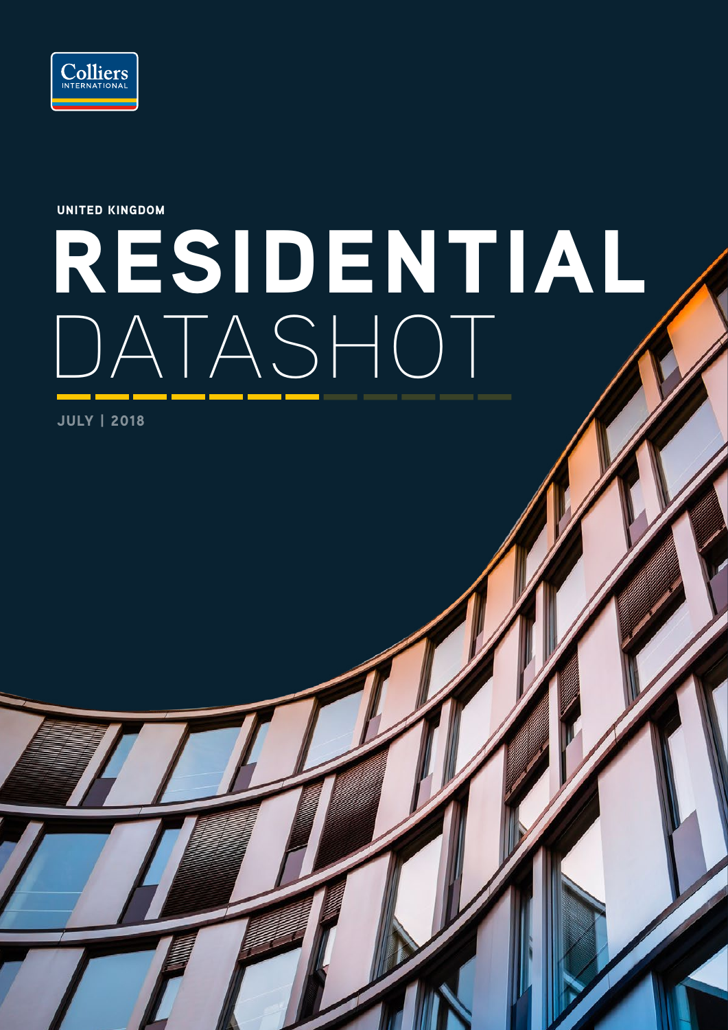Colliers INTERNATIONAL

UNITED KINGDOM

# RESIDENTIAL DATASHOT

JULY | 2018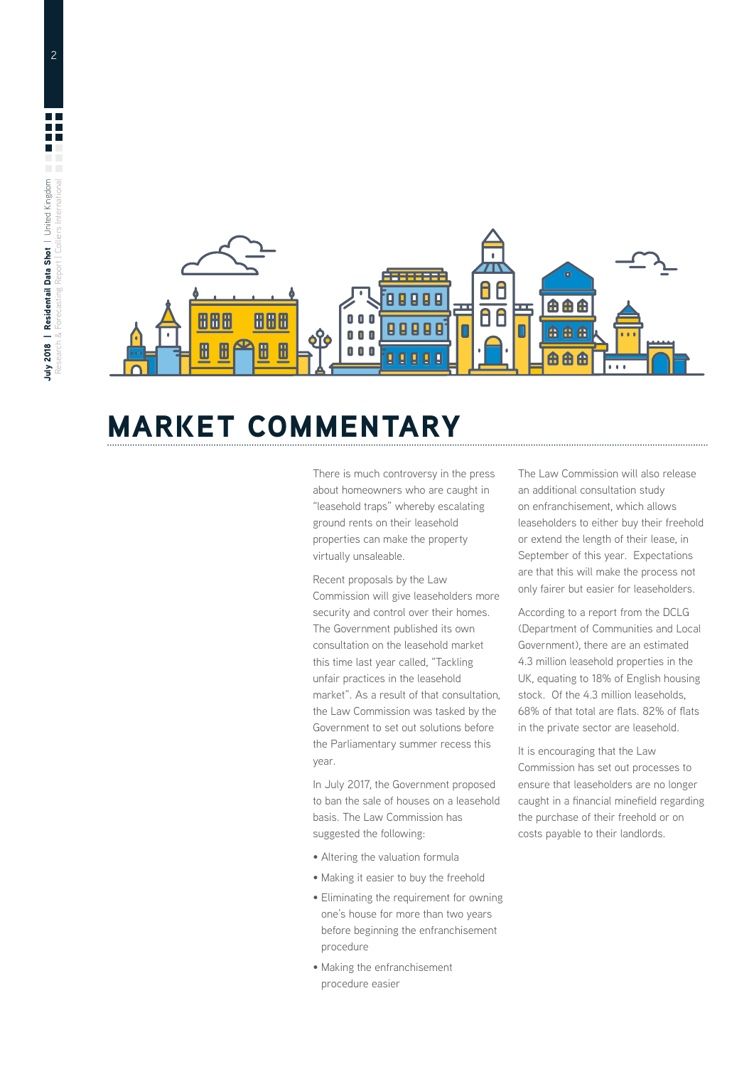# MARKET COMMENTARY

There is much controversy in the press about homeowners who are caught in "leasehold traps" whereby escalating ground rents on their leasehold properties can make the property virtually unsaleable.

Recent proposals by the Law Commission will give leaseholders more security and control over their homes. The Government published its own consultation on the leasehold market this time last year called, "Tackling unfair practices in the leasehold market". As a result of that consultation, the Law Commission was tasked by the Government to set out solutions before the Parliamentary summer recess this year.

In July 2017, the Government proposed to ban the sale of houses on a leasehold basis. The Law Commission has suggested the following:

- Altering the valuation formula
- Making it easier to buy the freehold
- Eliminating the requirement for owning one's house for more than two years before beginning the enfranchisement procedure
- Making the enfranchisement procedure easier

The Law Commission will also release an additional consultation study on enfranchisement, which allows leaseholders to either buy their freehold or extend the length of their lease, in September of this year. Expectations are that this will make the process not only fairer but easier for leaseholders.

According to a report from the DCLG (Department of Communities and Local Government), there are an estimated 4.3 million leasehold properties in the UK, equating to 18% of English housing stock. Of the 4.3 million leaseholds, 68% of that total are flats. 82% of flats in the private sector are leasehold.

It is encouraging that the Law Commission has set out processes to ensure that leaseholders are no longer caught in a financial minefield regarding the purchase of their freehold or on costs payable to their landlords.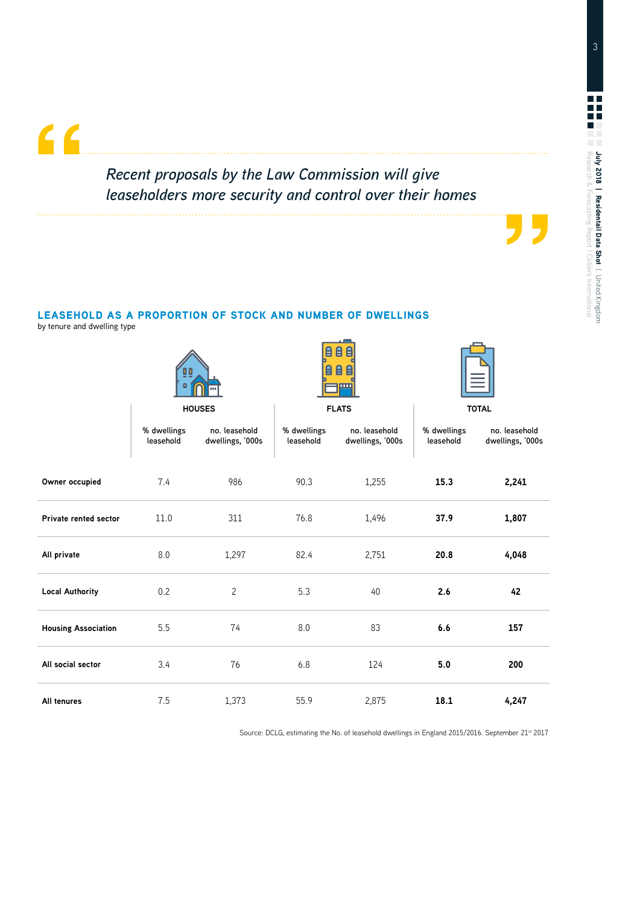> *Recent proposals by the Law Commission will give leaseholders more security and control over their homes*

## LEASEHOLD AS A PROPORTION OF STOCK AND NUMBER OF DWELLINGS

by tenure and dwelling type

| | HOUSES | | FLATS | | TOTAL | |
|---|---|---|---|---|---|---|
| | % dwellings leasehold | no. leasehold dwellings, '000s | % dwellings leasehold | no. leasehold dwellings, '000s | % dwellings leasehold | no. leasehold dwellings, '000s |
| **Owner occupied** | 7.4 | 986 | 90.3 | 1,255 | **15.3** | **2,241** |
| **Private rented sector** | 11.0 | 311 | 76.8 | 1,496 | **37.9** | **1,807** |
| **All private** | 8.0 | 1,297 | 82.4 | 2,751 | **20.8** | **4,048** |
| **Local Authority** | 0.2 | 2 | 5.3 | 40 | **2.6** | **42** |
| **Housing Association** | 5.5 | 74 | 8.0 | 83 | **6.6** | **157** |
| **All social sector** | 3.4 | 76 | 6.8 | 124 | **5.0** | **200** |
| **All tenures** | 7.5 | 1,373 | 55.9 | 2,875 | **18.1** | **4,247** |

Source: DCLG, estimating the No. of leasehold dwellings in England 2015/2016. September 21st 2017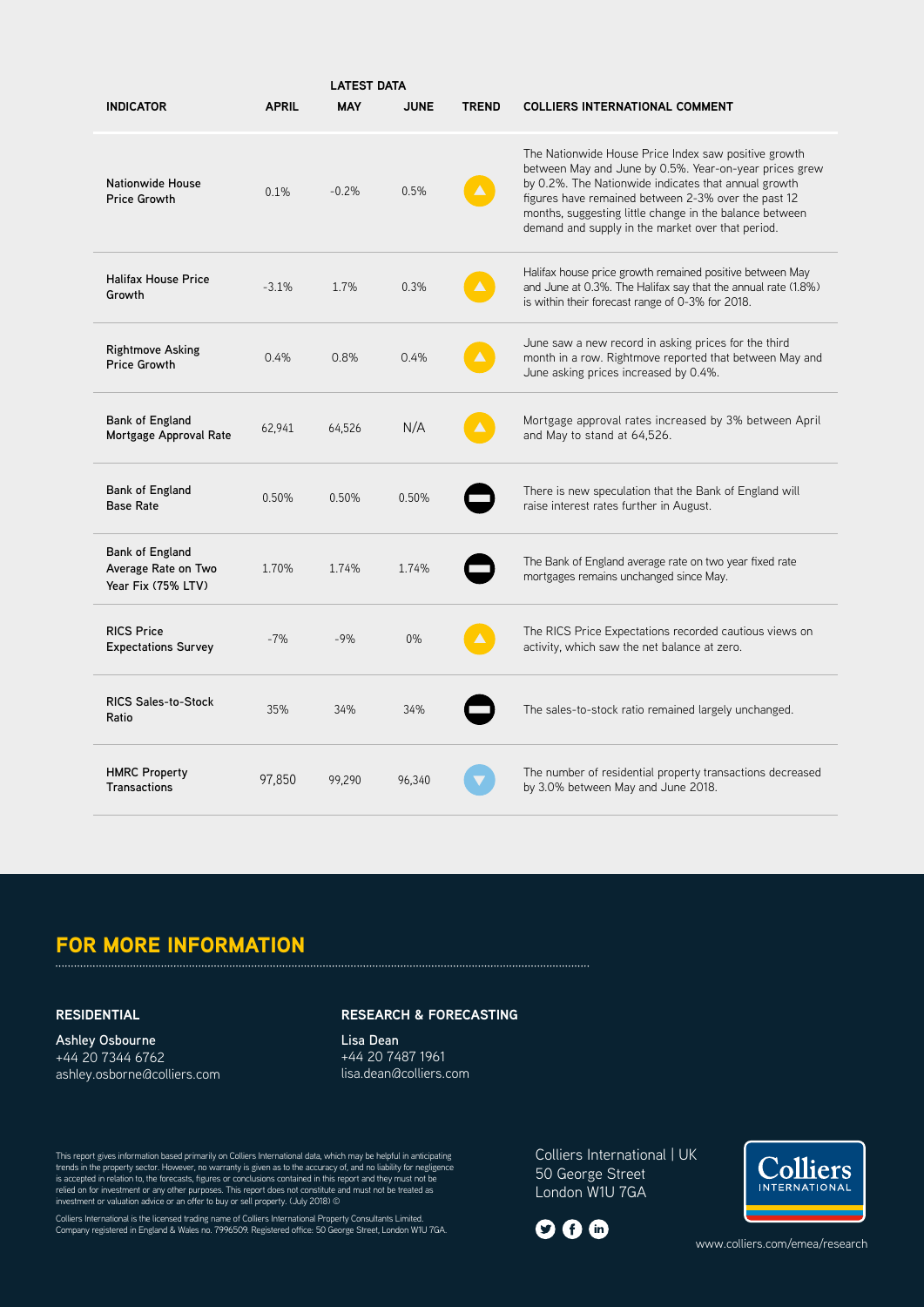| INDICATOR | APRIL | LATEST DATA MAY | JUNE | TREND | COLLIERS INTERNATIONAL COMMENT |
|---|---|---|---|---|---|
| Nationwide House Price Growth | 0.1% | -0.2% | 0.5% | ▲ | The Nationwide House Price Index saw positive growth between May and June by 0.5%. Year-on-year prices grew by 0.2%. The Nationwide indicates that annual growth figures have remained between 2-3% over the past 12 months, suggesting little change in the balance between demand and supply in the market over that period. |
| Halifax House Price Growth | -3.1% | 1.7% | 0.3% | ▲ | Halifax house price growth remained positive between May and June at 0.3%. The Halifax say that the annual rate (1.8%) is within their forecast range of 0-3% for 2018. |
| Rightmove Asking Price Growth | 0.4% | 0.8% | 0.4% | ▲ | June saw a new record in asking prices for the third month in a row. Rightmove reported that between May and June asking prices increased by 0.4%. |
| Bank of England Mortgage Approval Rate | 62,941 | 64,526 | N/A | ▲ | Mortgage approval rates increased by 3% between April and May to stand at 64,526. |
| Bank of England Base Rate | 0.50% | 0.50% | 0.50% | ▬ | There is new speculation that the Bank of England will raise interest rates further in August. |
| Bank of England Average Rate on Two Year Fix (75% LTV) | 1.70% | 1.74% | 1.74% | ▬ | The Bank of England average rate on two year fixed rate mortgages remains unchanged since May. |
| RICS Price Expectations Survey | -7% | -9% | 0% | ▲ | The RICS Price Expectations recorded cautious views on activity, which saw the net balance at zero. |
| RICS Sales-to-Stock Ratio | 35% | 34% | 34% | ▬ | The sales-to-stock ratio remained largely unchanged. |
| HMRC Property Transactions | 97,850 | 99,290 | 96,340 | ▼ | The number of residential property transactions decreased by 3.0% between May and June 2018. |

## FOR MORE INFORMATION

**RESIDENTIAL**

**Ashley Osbourne**
+44 20 7344 6762
ashley.osborne@colliers.com

**RESEARCH & FORECASTING**

**Lisa Dean**
+44 20 7487 1961
lisa.dean@colliers.com

This report gives information based primarily on Colliers International data, which may be helpful in anticipating trends in the property sector. However, no warranty is given as to the accuracy of, and no liability for negligence is accepted in relation to, the forecasts, figures or conclusions contained in this report and they must not be relied on for investment or any other purposes. This report does not constitute and must not be treated as investment or valuation advice or an offer to buy or sell property. (July 2018) ©

Colliers International is the licensed trading name of Colliers International Property Consultants Limited. Company registered in England & Wales no. 7996509. Registered office: 50 George Street, London W1U 7GA.

Colliers International | UK
50 George Street
London W1U 7GA

Colliers INTERNATIONAL

www.colliers.com/emea/research